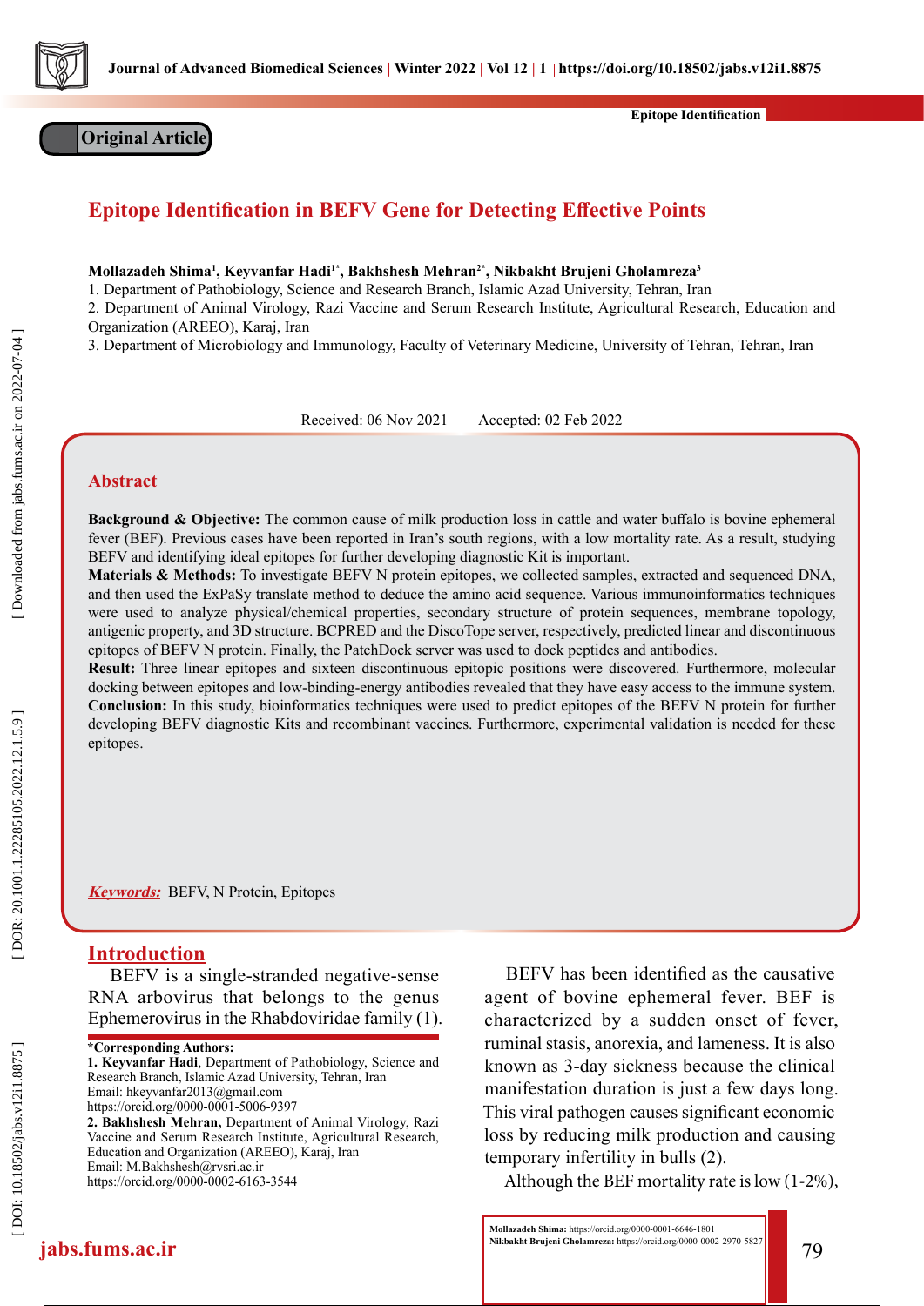Original Article

# Epitope Identification in BEFV Gene for Detecting Effective Points

**Mollazadeh Shima[1], Keyvanfar Hadi[1*], Bakhshesh Mehran[2*], Nikbakht Brujeni Gholamreza[3]**

1. Department of Pathobiology, Science and Research Branch, Islamic Azad University, Tehran, Iran
2. Department of Animal Virology, Razi Vaccine and Serum Research Institute, Agricultural Research, Education and Organization (AREEO), Karaj, Iran
3. Department of Microbiology and Immunology, Faculty of Veterinary Medicine, University of Tehran, Tehran, Iran

Received: 06 Nov 2021 Accepted: 02 Feb 2022

## Abstract

**Background & Objective:** The common cause of milk production loss in cattle and water buffalo is bovine ephemeral fever (BEF). Previous cases have been reported in Iran's south regions, with a low mortality rate. As a result, studying BEFV and identifying ideal epitopes for further developing diagnostic Kit is important.

**Materials & Methods:** To investigate BEFV N protein epitopes, we collected samples, extracted and sequenced DNA, and then used the ExPaSy translate method to deduce the amino acid sequence. Various immunoinformatics techniques were used to analyze physical/chemical properties, secondary structure of protein sequences, membrane topology, antigenic property, and 3D structure. BCPRED and the DiscoTope server, respectively, predicted linear and discontinuous epitopes of BEFV N protein. Finally, the PatchDock server was used to dock peptides and antibodies.

**Result:** Three linear epitopes and sixteen discontinuous epitopic positions were discovered. Furthermore, molecular docking between epitopes and low-binding-energy antibodies revealed that they have easy access to the immune system.

**Conclusion:** In this study, bioinformatics techniques were used to predict epitopes of the BEFV N protein for further developing BEFV diagnostic Kits and recombinant vaccines. Furthermore, experimental validation is needed for these epitopes.

***Keywords:*** BEFV, N Protein, Epitopes

## Introduction

BEFV is a single-stranded negative-sense RNA arbovirus that belongs to the genus Ephemerovirus in the Rhabdoviridae family (1).

BEFV has been identified as the causative agent of bovine ephemeral fever. BEF is characterized by a sudden onset of fever, ruminal stasis, anorexia, and lameness. It is also known as 3-day sickness because the clinical manifestation duration is just a few days long. This viral pathogen causes significant economic loss by reducing milk production and causing temporary infertility in bulls (2).

Although the BEF mortality rate is low (1-2%),

---

**\*Corresponding Authors:**

**1. Keyvanfar Hadi**, Department of Pathobiology, Science and Research Branch, Islamic Azad University, Tehran, Iran
Email: hkeyvanfar2013@gmail.com
https://orcid.org/0000-0001-5006-9397

**2. Bakhshesh Mehran,** Department of Animal Virology, Razi Vaccine and Serum Research Institute, Agricultural Research, Education and Organization (AREEO), Karaj, Iran
Email: M.Bakhshesh@rvsri.ac.ir
https://orcid.org/0000-0002-6163-3544

**Mollazadeh Shima:** https://orcid.org/0000-0001-6646-1801
**Nikbakht Brujeni Gholamreza:** https://orcid.org/0000-0002-2970-5827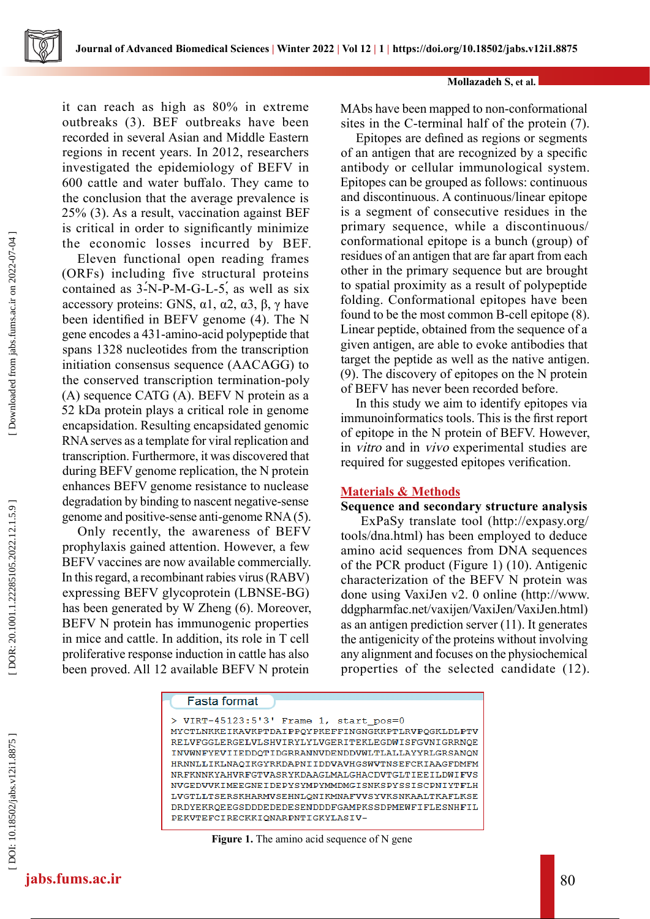it can reach as high as 80% in extreme outbreaks (3). BEF outbreaks have been recorded in several Asian and Middle Eastern regions in recent years. In 2012, researchers investigated the epidemiology of BEFV in 600 cattle and water buffalo. They came to the conclusion that the average prevalence is 25% (3). As a result, vaccination against BEF is critical in order to significantly minimize the economic losses incurred by BEF.

Eleven functional open reading frames (ORFs) including five structural proteins contained as 3΄-N-P-M-G-L-5΄, as well as six accessory proteins: GNS, α1, α2, α3, β, γ have been identified in BEFV genome (4). The N gene encodes a 431-amino-acid polypeptide that spans 1328 nucleotides from the transcription initiation consensus sequence (AACAGG) to the conserved transcription termination-poly (A) sequence CATG (A). BEFV N protein as a 52 kDa protein plays a critical role in genome encapsidation. Resulting encapsidated genomic RNA serves as a template for viral replication and transcription. Furthermore, it was discovered that during BEFV genome replication, the N protein enhances BEFV genome resistance to nuclease degradation by binding to nascent negative-sense genome and positive-sense anti-genome RNA (5).

Only recently, the awareness of BEFV prophylaxis gained attention. However, a few BEFV vaccines are now available commercially. In this regard, a recombinant rabies virus (RABV) expressing BEFV glycoprotein (LBNSE-BG) has been generated by W Zheng (6). Moreover, BEFV N protein has immunogenic properties in mice and cattle. In addition, its role in T cell proliferative response induction in cattle has also been proved. All 12 available BEFV N protein MAbs have been mapped to non-conformational sites in the C-terminal half of the protein (7).

Epitopes are defined as regions or segments of an antigen that are recognized by a specific antibody or cellular immunological system. Epitopes can be grouped as follows: continuous and discontinuous. A continuous/linear epitope is a segment of consecutive residues in the primary sequence, while a discontinuous/conformational epitope is a bunch (group) of residues of an antigen that are far apart from each other in the primary sequence but are brought to spatial proximity as a result of polypeptide folding. Conformational epitopes have been found to be the most common B-cell epitope (8). Linear peptide, obtained from the sequence of a given antigen, are able to evoke antibodies that target the peptide as well as the native antigen. (9). The discovery of epitopes on the N protein of BEFV has never been recorded before.

In this study we aim to identify epitopes via immunoinformatics tools. This is the first report of epitope in the N protein of BEFV. However, in *vitro* and in *vivo* experimental studies are required for suggested epitopes verification.

## Materials & Methods

### Sequence and secondary structure analysis

ExPaSy translate tool (http://expasy.org/tools/dna.html) has been employed to deduce amino acid sequences from DNA sequences of the PCR product (Figure 1) (10). Antigenic characterization of the BEFV N protein was done using VaxiJen v2. 0 online (http://www.ddgpharmfac.net/vaxijen/VaxiJen/VaxiJen.html) as an antigen prediction server (11). It generates the antigenicity of the proteins without involving any alignment and focuses on the physiochemical properties of the selected candidate (12).

```
Fasta format
> VIRT-45123:5'3' Frame 1, start_pos=0
MYCTLNKKEIKAVKPTDAIPPQYPKEFFINGNGKKPTLRVPQGKLDLPTV
RELVFGGLERGELVLSHVIRYLYLVGERITEKLEGDWISFGVNIGRRNQE
INVWNFYEVIIEDDQTIDGRRANNVDENDDVWLTLALLAYYRLGRSANQN
HRNNLLIKLNAQIKGYRKDAPNIIDDVAVHGSWVTNSEFCKIAAGFDMFM
NRFKNNKYAHVRFGTVASRYKDAAGLMALGHACDVTGLTIEEILDWIFVS
NVGEDVVKIMEEGNEIDEPYSYMPYMMDMGISNKSPYSSISCPNIYTFLH
LVGTLLTSERSKHARMVSEHNLQNIKMNAFVVSYVKSNKAALTKAFLKSE
DRDYEKRQEEGSDDDEDEDESENDDDFGAMPKSSDPMEWFIFLESNHFIL
PEKVTEFCIRECKKIQNARPNTIGKYLASIV-
```

**Figure 1.** The amino acid sequence of N gene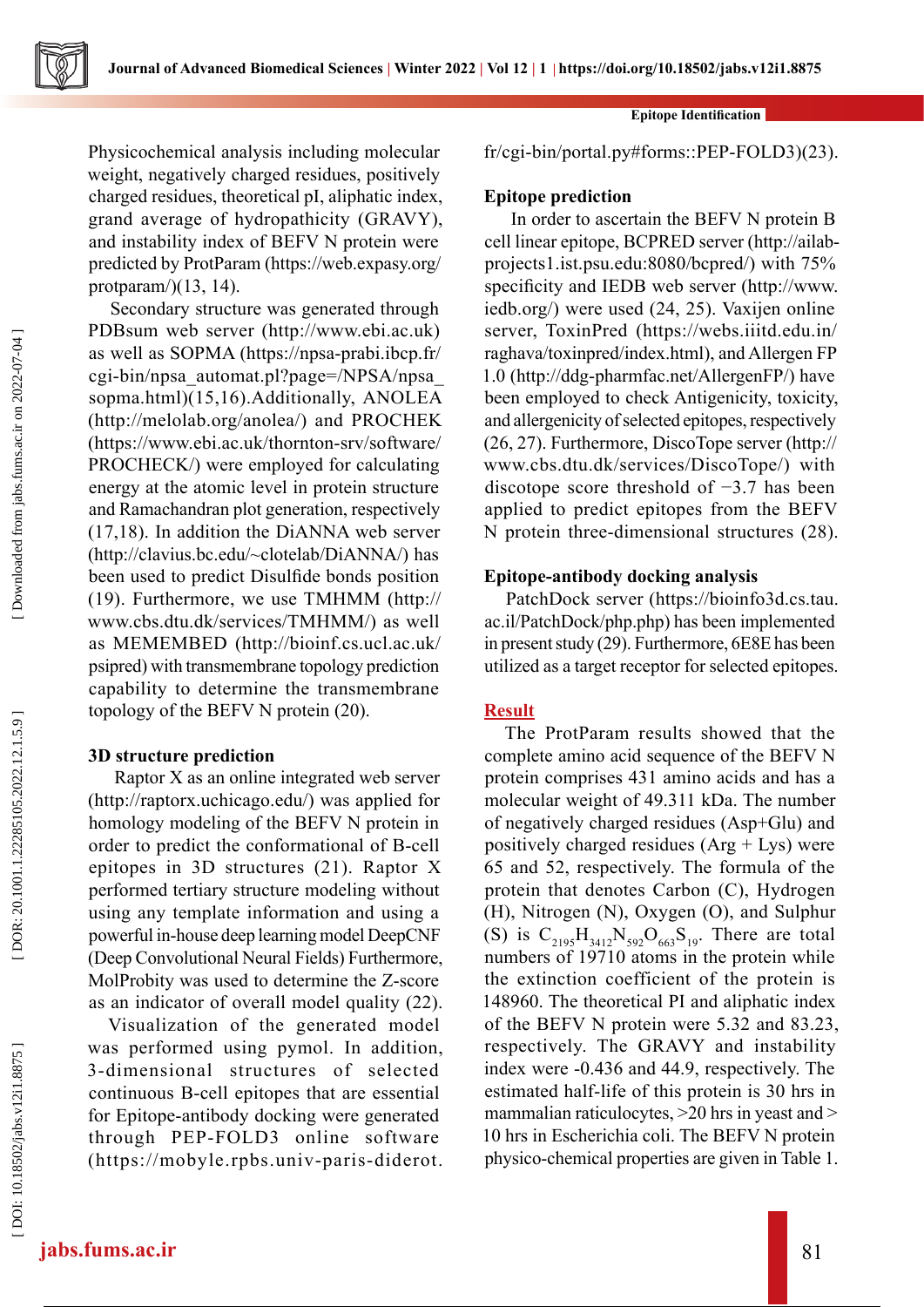Physicochemical analysis including molecular weight, negatively charged residues, positively charged residues, theoretical pI, aliphatic index, grand average of hydropathicity (GRAVY), and instability index of BEFV N protein were predicted by ProtParam (https://web.expasy.org/protparam/)(13, 14).

Secondary structure was generated through PDBsum web server (http://www.ebi.ac.uk) as well as SOPMA (https://npsa-prabi.ibcp.fr/cgi-bin/npsa_automat.pl?page=/NPSA/npsa_sopma.html)(15,16).Additionally, ANOLEA (http://melolab.org/anolea/) and PROCHEK (https://www.ebi.ac.uk/thornton-srv/software/PROCHECK/) were employed for calculating energy at the atomic level in protein structure and Ramachandran plot generation, respectively (17,18). In addition the DiANNA web server (http://clavius.bc.edu/~clotelab/DiANNA/) has been used to predict Disulfide bonds position (19). Furthermore, we use TMHMM (http://www.cbs.dtu.dk/services/TMHMM/) as well as MEMEMBED (http://bioinf.cs.ucl.ac.uk/psipred) with transmembrane topology prediction capability to determine the transmembrane topology of the BEFV N protein (20).

### 3D structure prediction

Raptor X as an online integrated web server (http://raptorx.uchicago.edu/) was applied for homology modeling of the BEFV N protein in order to predict the conformational of B-cell epitopes in 3D structures (21). Raptor X performed tertiary structure modeling without using any template information and using a powerful in-house deep learning model DeepCNF (Deep Convolutional Neural Fields) Furthermore, MolProbity was used to determine the Z-score as an indicator of overall model quality (22). Visualization of the generated model was performed using pymol. In addition, 3-dimensional structures of selected continuous B-cell epitopes that are essential for Epitope-antibody docking were generated through PEP-FOLD3 online software (https://mobyle.rpbs.univ-paris-diderot.fr/cgi-bin/portal.py#forms::PEP-FOLD3)(23).

### Epitope prediction

In order to ascertain the BEFV N protein B cell linear epitope, BCPRED server (http://ailab-projects1.ist.psu.edu:8080/bcpred/) with 75% specificity and IEDB web server (http://www.iedb.org/) were used (24, 25). Vaxijen online server, ToxinPred (https://webs.iiitd.edu.in/raghava/toxinpred/index.html), and Allergen FP 1.0 (http://ddg-pharmfac.net/AllergenFP/) have been employed to check Antigenicity, toxicity, and allergenicity of selected epitopes, respectively (26, 27). Furthermore, DiscoTope server (http://www.cbs.dtu.dk/services/DiscoTope/) with discotope score threshold of −3.7 has been applied to predict epitopes from the BEFV N protein three-dimensional structures (28).

### Epitope-antibody docking analysis

PatchDock server (https://bioinfo3d.cs.tau.ac.il/PatchDock/php.php) has been implemented in present study (29). Furthermore, 6E8E has been utilized as a target receptor for selected epitopes.

## Result

The ProtParam results showed that the complete amino acid sequence of the BEFV N protein comprises 431 amino acids and has a molecular weight of 49.311 kDa. The number of negatively charged residues (Asp+Glu) and positively charged residues (Arg + Lys) were 65 and 52, respectively. The formula of the protein that denotes Carbon (C), Hydrogen (H), Nitrogen (N), Oxygen (O), and Sulphur (S) is $C_{2195}H_{3412}N_{592}O_{663}S_{19}$. There are total numbers of 19710 atoms in the protein while the extinction coefficient of the protein is 148960. The theoretical PI and aliphatic index of the BEFV N protein were 5.32 and 83.23, respectively. The GRAVY and instability index were -0.436 and 44.9, respectively. The estimated half-life of this protein is 30 hrs in mammalian raticulocytes, >20 hrs in yeast and > 10 hrs in Escherichia coli. The BEFV N protein physico-chemical properties are given in Table 1.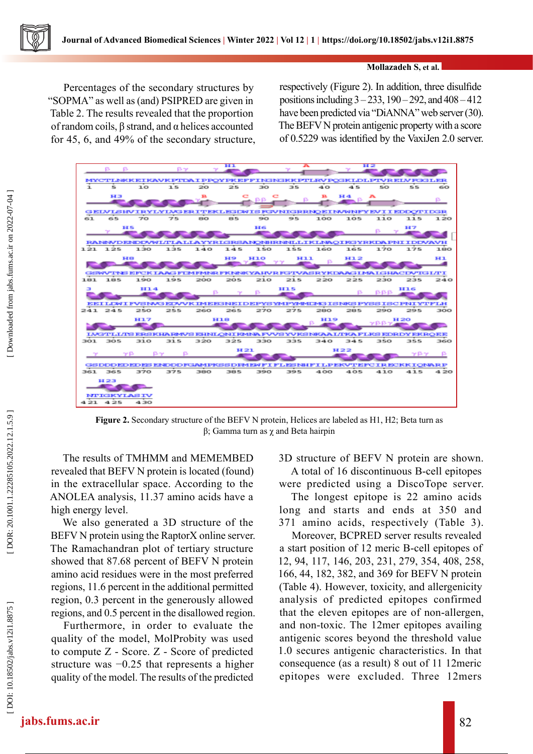Percentages of the secondary structures by "SOPMA" as well as (and) PSIPRED are given in Table 2. The results revealed that the proportion of random coils, β strand, and α helices accounted for 45, 6, and 49% of the secondary structure, respectively (Figure 2). In addition, three disulfide positions including 3 – 233, 190 – 292, and 408 – 412 have been predicted via "DiANNA" web server (30). The BEFV N protein antigenic property with a score of 0.5229 was identified by the VaxiJen 2.0 server.

**Figure 2.** Secondary structure of the BEFV N protein, Helices are labeled as H1, H2; Beta turn as β; Gamma turn as χ and Beta hairpin

The results of TMHMM and MEMEMBED revealed that BEFV N protein is located (found) in the extracellular space. According to the ANOLEA analysis, 11.37 amino acids have a high energy level.

We also generated a 3D structure of the BEFV N protein using the RaptorX online server. The Ramachandran plot of tertiary structure showed that 87.68 percent of BEFV N protein amino acid residues were in the most preferred regions, 11.6 percent in the additional permitted region, 0.3 percent in the generously allowed regions, and 0.5 percent in the disallowed region.

Furthermore, in order to evaluate the quality of the model, MolProbity was used to compute Z - Score. Z - Score of predicted structure was −0.25 that represents a higher quality of the model. The results of the predicted 3D structure of BEFV N protein are shown.

A total of 16 discontinuous B-cell epitopes were predicted using a DiscoTope server. The longest epitope is 22 amino acids long and starts and ends at 350 and 371 amino acids, respectively (Table 3).

Moreover, BCPRED server results revealed a start position of 12 meric B-cell epitopes of 12, 94, 117, 146, 203, 231, 279, 354, 408, 258, 166, 44, 182, 382, and 369 for BEFV N protein (Table 4). However, toxicity, and allergenicity analysis of predicted epitopes confirmed that the eleven epitopes are of non-allergen, and non-toxic. The 12mer epitopes availing antigenic scores beyond the threshold value 1.0 secures antigenic characteristics. In that consequence (as a result) 8 out of 11 12meric epitopes were excluded. Three 12mers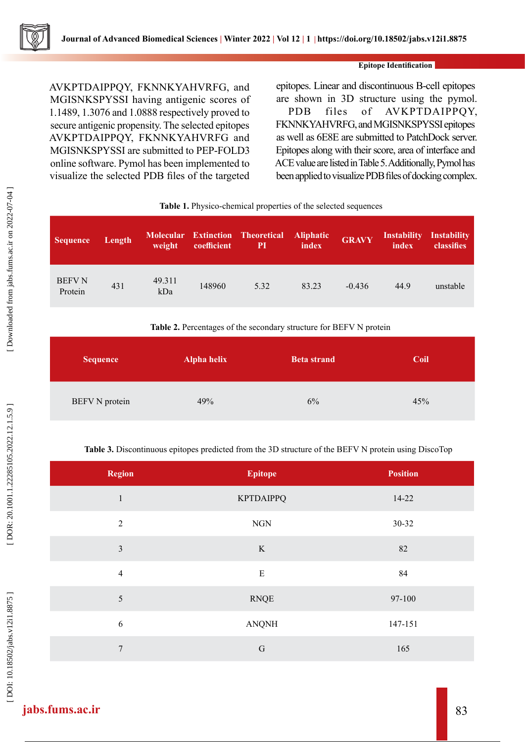AVKPTDAIPPQY, FKNNKYAHVRFG, and MGISNKSPYSSI having antigenic scores of 1.1489, 1.3076 and 1.0888 respectively proved to secure antigenic propensity. The selected epitopes AVKPTDAIPPQY, FKNNKYAHVRFG and MGISNKSPYSSI are submitted to PEP-FOLD3 online software. Pymol has been implemented to visualize the selected PDB files of the targeted epitopes. Linear and discontinuous B-cell epitopes are shown in 3D structure using the pymol. PDB files of AVKPTDAIPPQY, FKNNKYAHVRFG, and MGISNKSPYSSI epitopes as well as 6E8E are submitted to PatchDock server. Epitopes along with their score, area of interface and ACE value are listed in Table 5. Additionally, Pymol has been applied to visualize PDB files of docking complex.

**Table 1.** Physico-chemical properties of the selected sequences

| Sequence | Length | Molecular weight | Extinction coefficient | Theoretical PI | Aliphatic index | GRAVY | Instability index | Instability classifies |
|---|---|---|---|---|---|---|---|---|
| BEFV N Protein | 431 | 49.311 kDa | 148960 | 5.32 | 83.23 | -0.436 | 44.9 | unstable |

**Table 2.** Percentages of the secondary structure for BEFV N protein

| Sequence | Alpha helix | Beta strand | Coil |
|---|---|---|---|
| BEFV N protein | 49% | 6% | 45% |

**Table 3.** Discontinuous epitopes predicted from the 3D structure of the BEFV N protein using DiscoTop

| Region | Epitope | Position |
|---|---|---|
| 1 | KPTDAIPPQ | 14-22 |
| 2 | NGN | 30-32 |
| 3 | K | 82 |
| 4 | E | 84 |
| 5 | RNQE | 97-100 |
| 6 | ANQNH | 147-151 |
| 7 | G | 165 |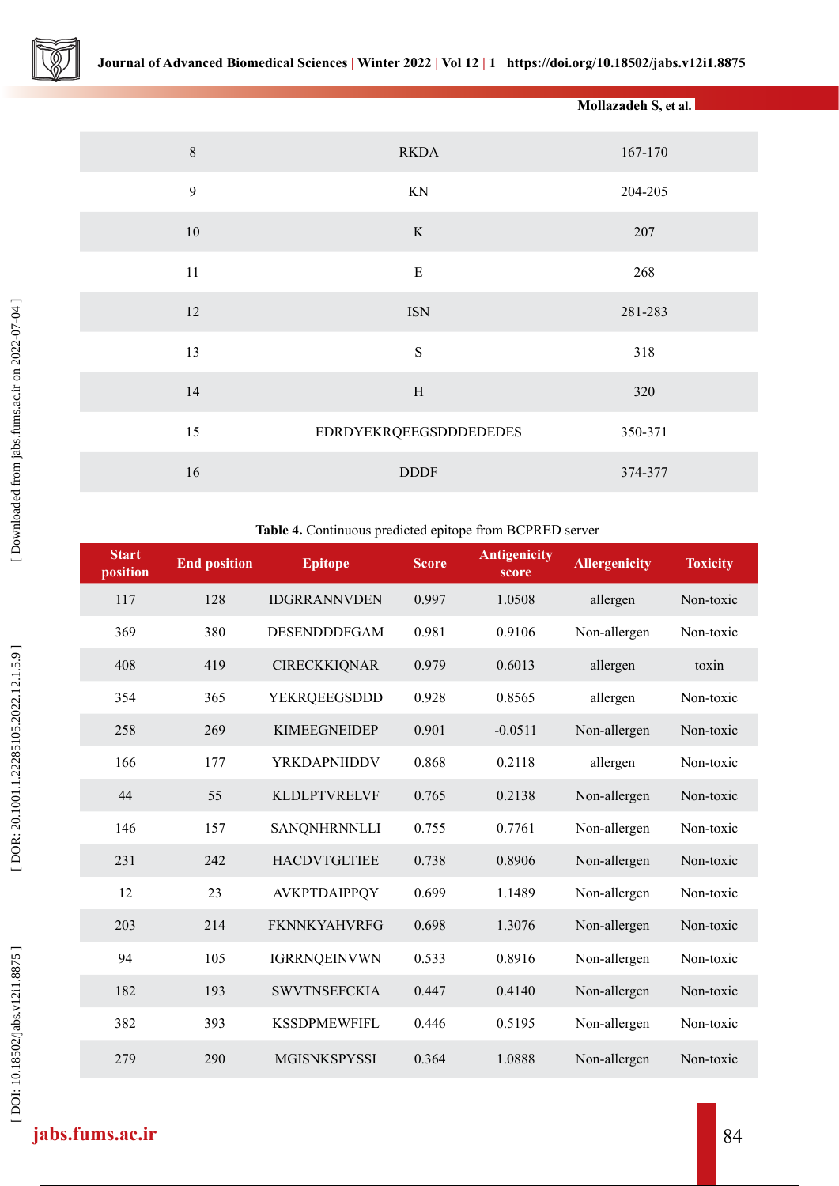| 8 | RKDA | 167-170 |
|---|---|---|
| 9 | KN | 204-205 |
| 10 | K | 207 |
| 11 | E | 268 |
| 12 | ISN | 281-283 |
| 13 | S | 318 |
| 14 | H | 320 |
| 15 | EDRDYEKRQEEGSDDDEDEDES | 350-371 |
| 16 | DDDF | 374-377 |

**Table 4.** Continuous predicted epitope from BCPRED server

| Start position | End position | Epitope | Score | Antigenicity score | Allergenicity | Toxicity |
|---|---|---|---|---|---|---|
| 117 | 128 | IDGRRANNVDEN | 0.997 | 1.0508 | allergen | Non-toxic |
| 369 | 380 | DESENDDDFGAM | 0.981 | 0.9106 | Non-allergen | Non-toxic |
| 408 | 419 | CIRECKKIQNAR | 0.979 | 0.6013 | allergen | toxin |
| 354 | 365 | YEKRQEEGSDDD | 0.928 | 0.8565 | allergen | Non-toxic |
| 258 | 269 | KIMEEGNEIDEP | 0.901 | -0.0511 | Non-allergen | Non-toxic |
| 166 | 177 | YRKDAPNIIDDV | 0.868 | 0.2118 | allergen | Non-toxic |
| 44 | 55 | KLDLPTVRELVF | 0.765 | 0.2138 | Non-allergen | Non-toxic |
| 146 | 157 | SANQNHRNNLLI | 0.755 | 0.7761 | Non-allergen | Non-toxic |
| 231 | 242 | HACDVTGLTIEE | 0.738 | 0.8906 | Non-allergen | Non-toxic |
| 12 | 23 | AVKPTDAIPPQY | 0.699 | 1.1489 | Non-allergen | Non-toxic |
| 203 | 214 | FKNNKYAHVRFG | 0.698 | 1.3076 | Non-allergen | Non-toxic |
| 94 | 105 | IGRRNQEINVWN | 0.533 | 0.8916 | Non-allergen | Non-toxic |
| 182 | 193 | SWVTNSEFCKIA | 0.447 | 0.4140 | Non-allergen | Non-toxic |
| 382 | 393 | KSSDPMEWFIFL | 0.446 | 0.5195 | Non-allergen | Non-toxic |
| 279 | 290 | MGISNKSPYSSI | 0.364 | 1.0888 | Non-allergen | Non-toxic |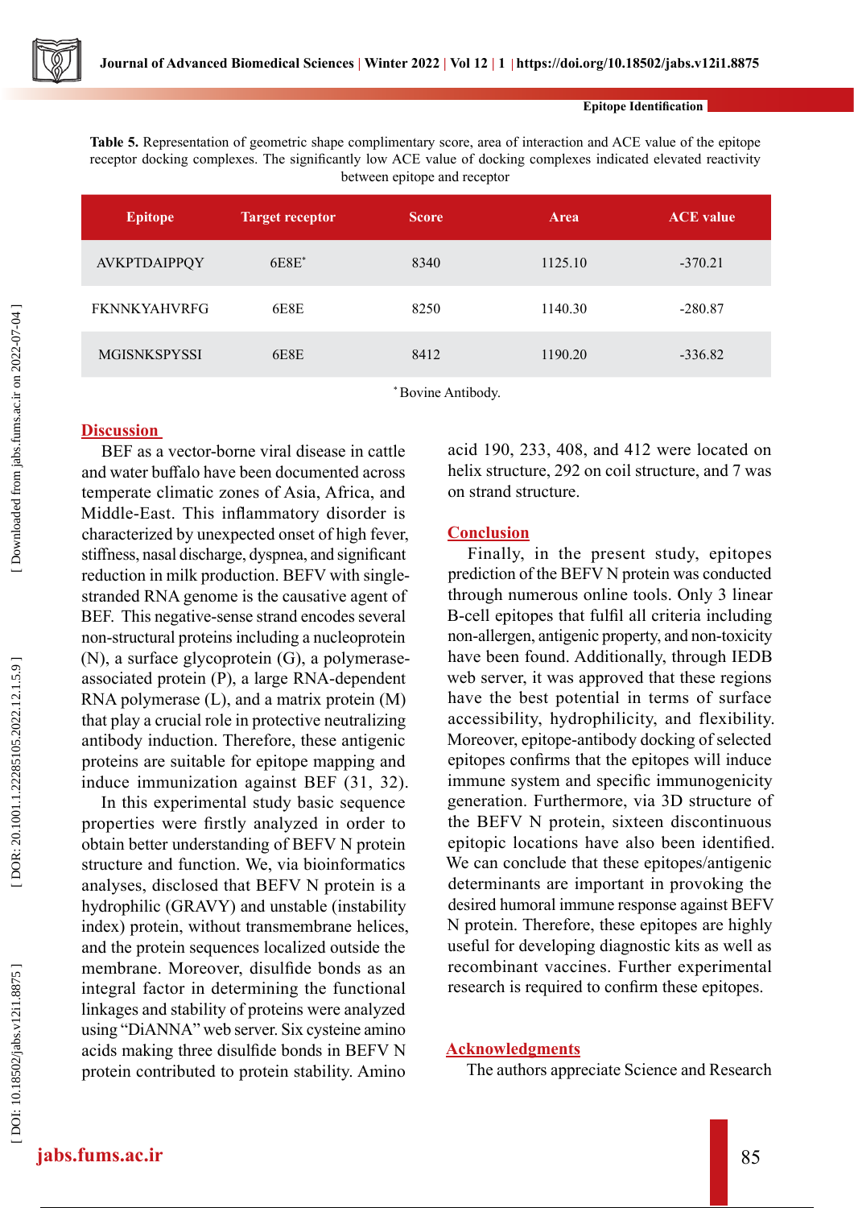**Table 5.** Representation of geometric shape complimentary score, area of interaction and ACE value of the epitope receptor docking complexes. The significantly low ACE value of docking complexes indicated elevated reactivity between epitope and receptor

| Epitope | Target receptor | Score | Area | ACE value |
|---|---|---|---|---|
| AVKPTDAIPPQY | 6E8E* | 8340 | 1125.10 | -370.21 |
| FKNNKYAHVRFG | 6E8E | 8250 | 1140.30 | -280.87 |
| MGISNKSPYSSI | 6E8E | 8412 | 1190.20 | -336.82 |

*Bovine Antibody.

## Discussion

BEF as a vector-borne viral disease in cattle and water buffalo have been documented across temperate climatic zones of Asia, Africa, and Middle-East. This inflammatory disorder is characterized by unexpected onset of high fever, stiffness, nasal discharge, dyspnea, and significant reduction in milk production. BEFV with single-stranded RNA genome is the causative agent of BEF. This negative-sense strand encodes several non-structural proteins including a nucleoprotein (N), a surface glycoprotein (G), a polymerase-associated protein (P), a large RNA-dependent RNA polymerase (L), and a matrix protein (M) that play a crucial role in protective neutralizing antibody induction. Therefore, these antigenic proteins are suitable for epitope mapping and induce immunization against BEF (31, 32).

In this experimental study basic sequence properties were firstly analyzed in order to obtain better understanding of BEFV N protein structure and function. We, via bioinformatics analyses, disclosed that BEFV N protein is a hydrophilic (GRAVY) and unstable (instability index) protein, without transmembrane helices, and the protein sequences localized outside the membrane. Moreover, disulfide bonds as an integral factor in determining the functional linkages and stability of proteins were analyzed using "DiANNA" web server. Six cysteine amino acids making three disulfide bonds in BEFV N protein contributed to protein stability. Amino acid 190, 233, 408, and 412 were located on helix structure, 292 on coil structure, and 7 was on strand structure.

## Conclusion

Finally, in the present study, epitopes prediction of the BEFV N protein was conducted through numerous online tools. Only 3 linear B-cell epitopes that fulfil all criteria including non-allergen, antigenic property, and non-toxicity have been found. Additionally, through IEDB web server, it was approved that these regions have the best potential in terms of surface accessibility, hydrophilicity, and flexibility. Moreover, epitope-antibody docking of selected epitopes confirms that the epitopes will induce immune system and specific immunogenicity generation. Furthermore, via 3D structure of the BEFV N protein, sixteen discontinuous epitopic locations have also been identified. We can conclude that these epitopes/antigenic determinants are important in provoking the desired humoral immune response against BEFV N protein. Therefore, these epitopes are highly useful for developing diagnostic kits as well as recombinant vaccines. Further experimental research is required to confirm these epitopes.

## Acknowledgments

The authors appreciate Science and Research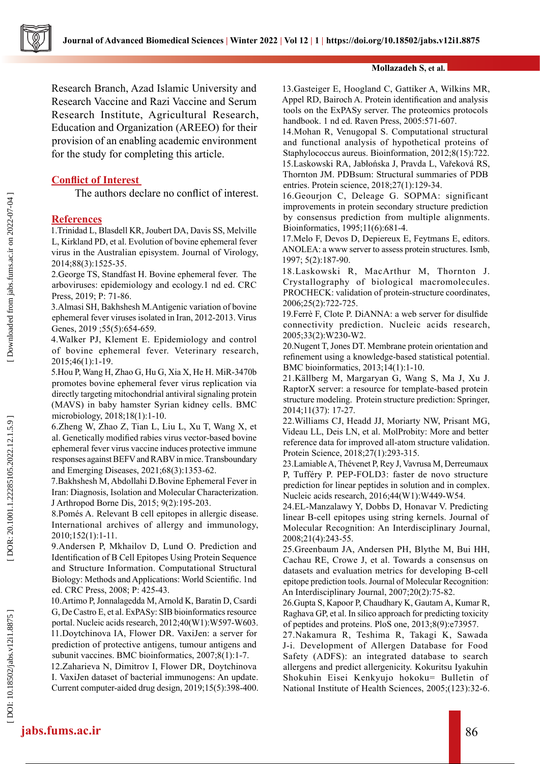Research Branch, Azad Islamic University and Research Vaccine and Razi Vaccine and Serum Research Institute, Agricultural Research, Education and Organization (AREEO) for their provision of an enabling academic environment for the study for completing this article.

## Conflict of Interest

The authors declare no conflict of interest.

## References

1.Trinidad L, Blasdell KR, Joubert DA, Davis SS, Melville L, Kirkland PD, et al. Evolution of bovine ephemeral fever virus in the Australian episystem. Journal of Virology, 2014;88(3):1525-35.

2.George TS, Standfast H. Bovine ephemeral fever. The arboviruses: epidemiology and ecology.1 nd ed. CRC Press, 2019; P: 71-86.

3.Almasi SH, Bakhshesh M.Antigenic variation of bovine ephemeral fever viruses isolated in Iran, 2012-2013. Virus Genes, 2019 ;55(5):654-659.

4.Walker PJ, Klement E. Epidemiology and control of bovine ephemeral fever. Veterinary research, 2015;46(1):1-19.

5.Hou P, Wang H, Zhao G, Hu G, Xia X, He H. MiR-3470b promotes bovine ephemeral fever virus replication via directly targeting mitochondrial antiviral signaling protein (MAVS) in baby hamster Syrian kidney cells. BMC microbiology, 2018;18(1):1-10.

6.Zheng W, Zhao Z, Tian L, Liu L, Xu T, Wang X, et al. Genetically modified rabies virus vector-based bovine ephemeral fever virus vaccine induces protective immune responses against BEFV and RABV in mice. Transboundary and Emerging Diseases, 2021;68(3):1353-62.

7.Bakhshesh M, Abdollahi D.Bovine Ephemeral Fever in Iran: Diagnosis, Isolation and Molecular Characterization. J Arthropod Borne Dis, 2015; 9(2):195-203.

8.Pomés A. Relevant B cell epitopes in allergic disease. International archives of allergy and immunology, 2010;152(1):1-11.

9.Andersen P, Mkhailov D, Lund O. Prediction and Identification of B Cell Epitopes Using Protein Sequence and Structure Information. Computational Structural Biology: Methods and Applications: World Scientific. 1nd ed. CRC Press, 2008; P: 425-43.

10.Artimo P, Jonnalagedda M, Arnold K, Baratin D, Csardi G, De Castro E, et al. ExPASy: SIB bioinformatics resource portal. Nucleic acids research, 2012;40(W1):W597-W603.

11.Doytchinova IA, Flower DR. VaxiJen: a server for prediction of protective antigens, tumour antigens and subunit vaccines. BMC bioinformatics, 2007;8(1):1-7.

12.Zaharieva N, Dimitrov I, Flower DR, Doytchinova I. VaxiJen dataset of bacterial immunogens: An update. Current computer-aided drug design, 2019;15(5):398-400.

13.Gasteiger E, Hoogland C, Gattiker A, Wilkins MR, Appel RD, Bairoch A. Protein identification and analysis tools on the ExPASy server. The proteomics protocols handbook. 1 nd ed. Raven Press, 2005:571-607.

14.Mohan R, Venugopal S. Computational structural and functional analysis of hypothetical proteins of Staphylococcus aureus. Bioinformation, 2012;8(15):722.

15.Laskowski RA, Jabłońska J, Pravda L, Vařeková RS, Thornton JM. PDBsum: Structural summaries of PDB entries. Protein science, 2018;27(1):129-34.

16.Geourjon C, Deleage G. SOPMA: significant improvements in protein secondary structure prediction by consensus prediction from multiple alignments. Bioinformatics, 1995;11(6):681-4.

17.Melo F, Devos D, Depiereux E, Feytmans E, editors. ANOLEA: a www server to assess protein structures. Ismb, 1997; 5(2):187-90.

18.Laskowski R, MacArthur M, Thornton J. Crystallography of biological macromolecules. PROCHECK: validation of protein-structure coordinates, 2006;25(2):722-725.

19.Ferrè F, Clote P. DiANNA: a web server for disulfide connectivity prediction. Nucleic acids research, 2005;33(2):W230-W2.

20.Nugent T, Jones DT. Membrane protein orientation and refinement using a knowledge-based statistical potential. BMC bioinformatics, 2013;14(1):1-10.

21.Källberg M, Margaryan G, Wang S, Ma J, Xu J. RaptorX server: a resource for template-based protein structure modeling. Protein structure prediction: Springer, 2014;11(37): 17-27.

22.Williams CJ, Headd JJ, Moriarty NW, Prisant MG, Videau LL, Deis LN, et al. MolProbity: More and better reference data for improved all-atom structure validation. Protein Science, 2018;27(1):293-315.

23.Lamiable A, Thévenet P, Rey J, Vavrusa M, Derreumaux P, Tufféry P. PEP-FOLD3: faster de novo structure prediction for linear peptides in solution and in complex. Nucleic acids research, 2016;44(W1):W449-W54.

24.EL-Manzalawy Y, Dobbs D, Honavar V. Predicting linear B-cell epitopes using string kernels. Journal of Molecular Recognition: An Interdisciplinary Journal, 2008;21(4):243-55.

25.Greenbaum JA, Andersen PH, Blythe M, Bui HH, Cachau RE, Crowe J, et al. Towards a consensus on datasets and evaluation metrics for developing B-cell epitope prediction tools. Journal of Molecular Recognition: An Interdisciplinary Journal, 2007;20(2):75-82.

26.Gupta S, Kapoor P, Chaudhary K, Gautam A, Kumar R, Raghava GP, et al. In silico approach for predicting toxicity of peptides and proteins. PloS one, 2013;8(9):e73957.

27.Nakamura R, Teshima R, Takagi K, Sawada J-i. Development of Allergen Database for Food Safety (ADFS): an integrated database to search allergens and predict allergenicity. Kokuritsu Iyakuhin Shokuhin Eisei Kenkyujo hokoku= Bulletin of National Institute of Health Sciences, 2005;(123):32-6.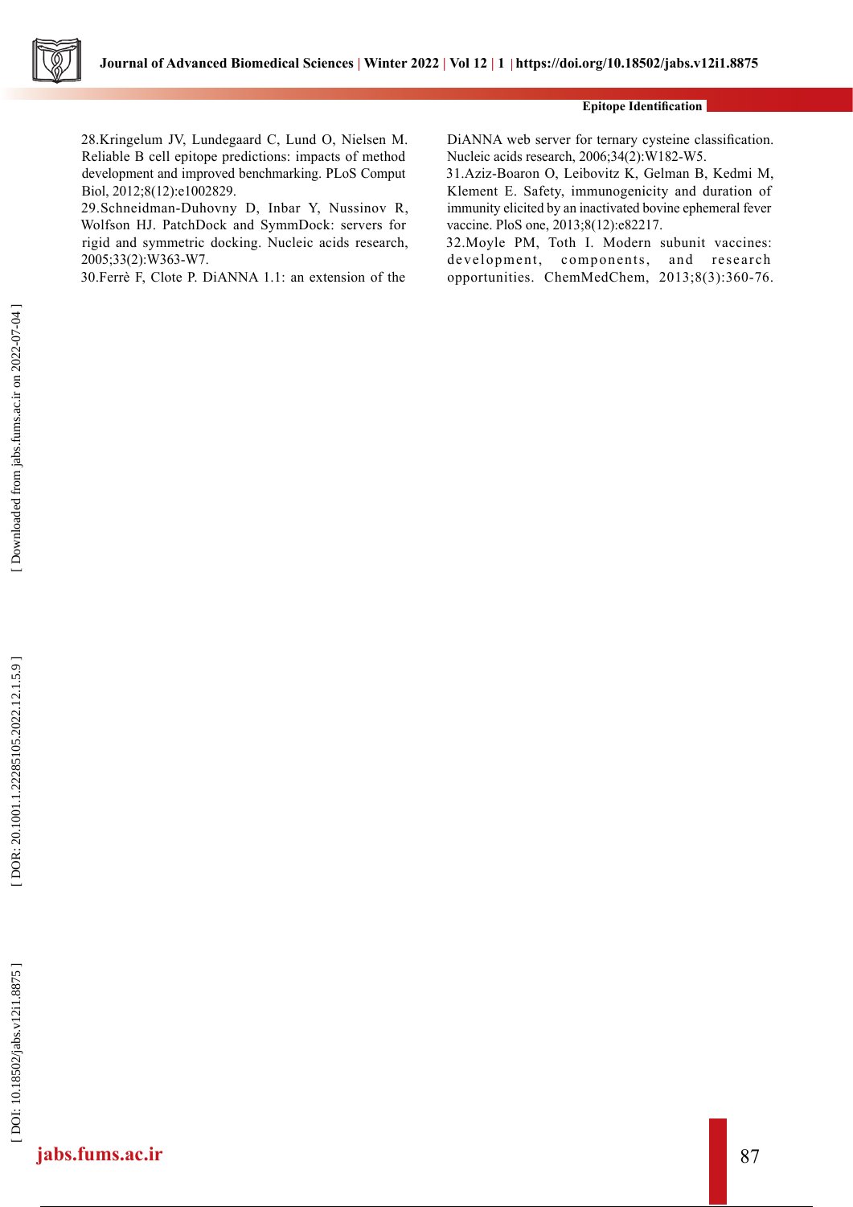28.Kringelum JV, Lundegaard C, Lund O, Nielsen M. Reliable B cell epitope predictions: impacts of method development and improved benchmarking. PLoS Comput Biol, 2012;8(12):e1002829.

29.Schneidman-Duhovny D, Inbar Y, Nussinov R, Wolfson HJ. PatchDock and SymmDock: servers for rigid and symmetric docking. Nucleic acids research, 2005;33(2):W363-W7.

30.Ferrè F, Clote P. DiANNA 1.1: an extension of the DiANNA web server for ternary cysteine classification. Nucleic acids research, 2006;34(2):W182-W5.

31.Aziz-Boaron O, Leibovitz K, Gelman B, Kedmi M, Klement E. Safety, immunogenicity and duration of immunity elicited by an inactivated bovine ephemeral fever vaccine. PloS one, 2013;8(12):e82217.

32.Moyle PM, Toth I. Modern subunit vaccines: development, components, and research opportunities. ChemMedChem, 2013;8(3):360-76.